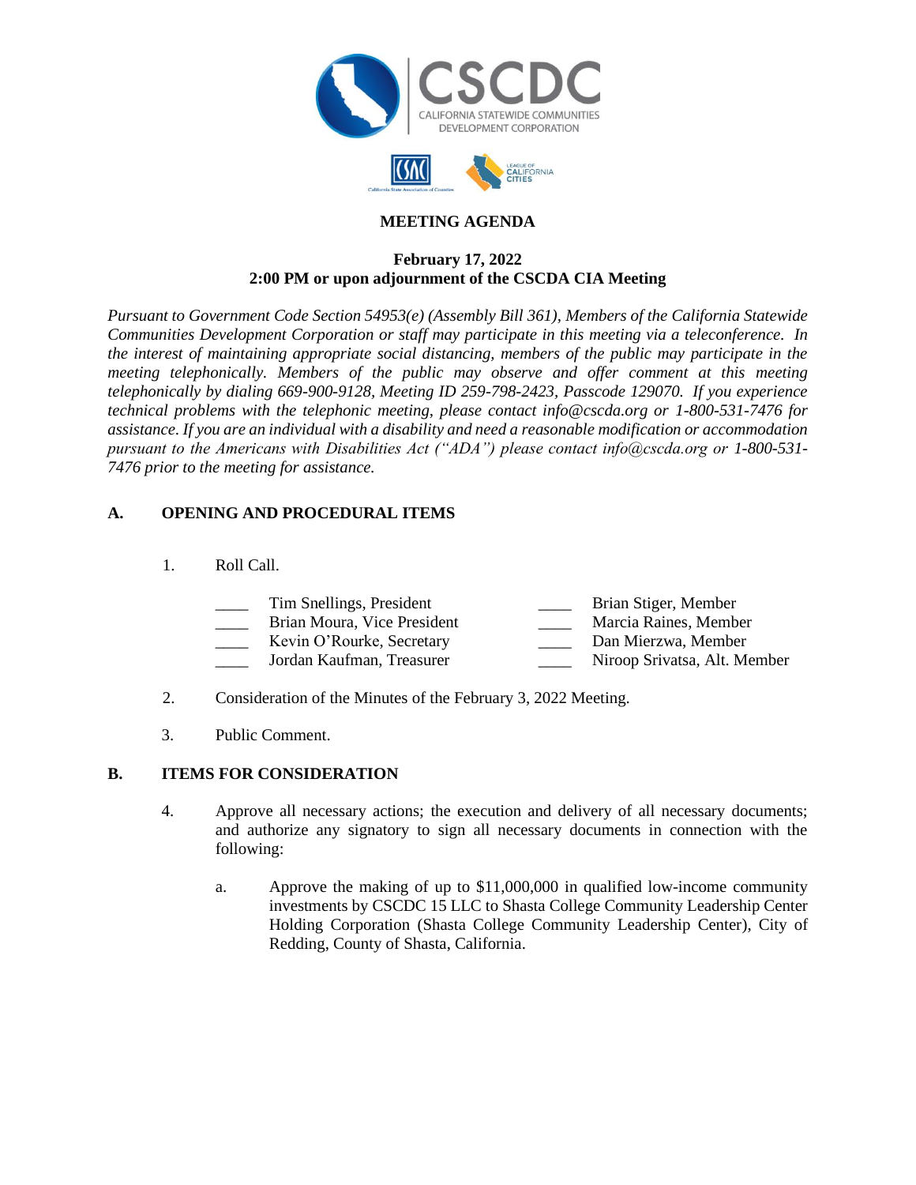# MEETING AGENDA

**February 17, 2022**
**2:00 PM or upon adjournment of the CSCDA CIA Meeting**

*Pursuant to Government Code Section 54953(e) (Assembly Bill 361), Members of the California Statewide Communities Development Corporation or staff may participate in this meeting via a teleconference. In the interest of maintaining appropriate social distancing, members of the public may participate in the meeting telephonically. Members of the public may observe and offer comment at this meeting telephonically by dialing 669-900-9128, Meeting ID 259-798-2423, Passcode 129070. If you experience technical problems with the telephonic meeting, please contact info@cscda.org or 1-800-531-7476 for assistance. If you are an individual with a disability and need a reasonable modification or accommodation pursuant to the Americans with Disabilities Act ("ADA") please contact info@cscda.org or 1-800-531-7476 prior to the meeting for assistance.*

## A. OPENING AND PROCEDURAL ITEMS

1. Roll Call.

   ____ Tim Snellings, President
   ____ Brian Moura, Vice President
   ____ Kevin O'Rourke, Secretary
   ____ Jordan Kaufman, Treasurer
   ____ Brian Stiger, Member
   ____ Marcia Raines, Member
   ____ Dan Mierzwa, Member
   ____ Niroop Srivatsa, Alt. Member

2. Consideration of the Minutes of the February 3, 2022 Meeting.

3. Public Comment.

## B. ITEMS FOR CONSIDERATION

4. Approve all necessary actions; the execution and delivery of all necessary documents; and authorize any signatory to sign all necessary documents in connection with the following:

   a. Approve the making of up to $11,000,000 in qualified low-income community investments by CSCDC 15 LLC to Shasta College Community Leadership Center Holding Corporation (Shasta College Community Leadership Center), City of Redding, County of Shasta, California.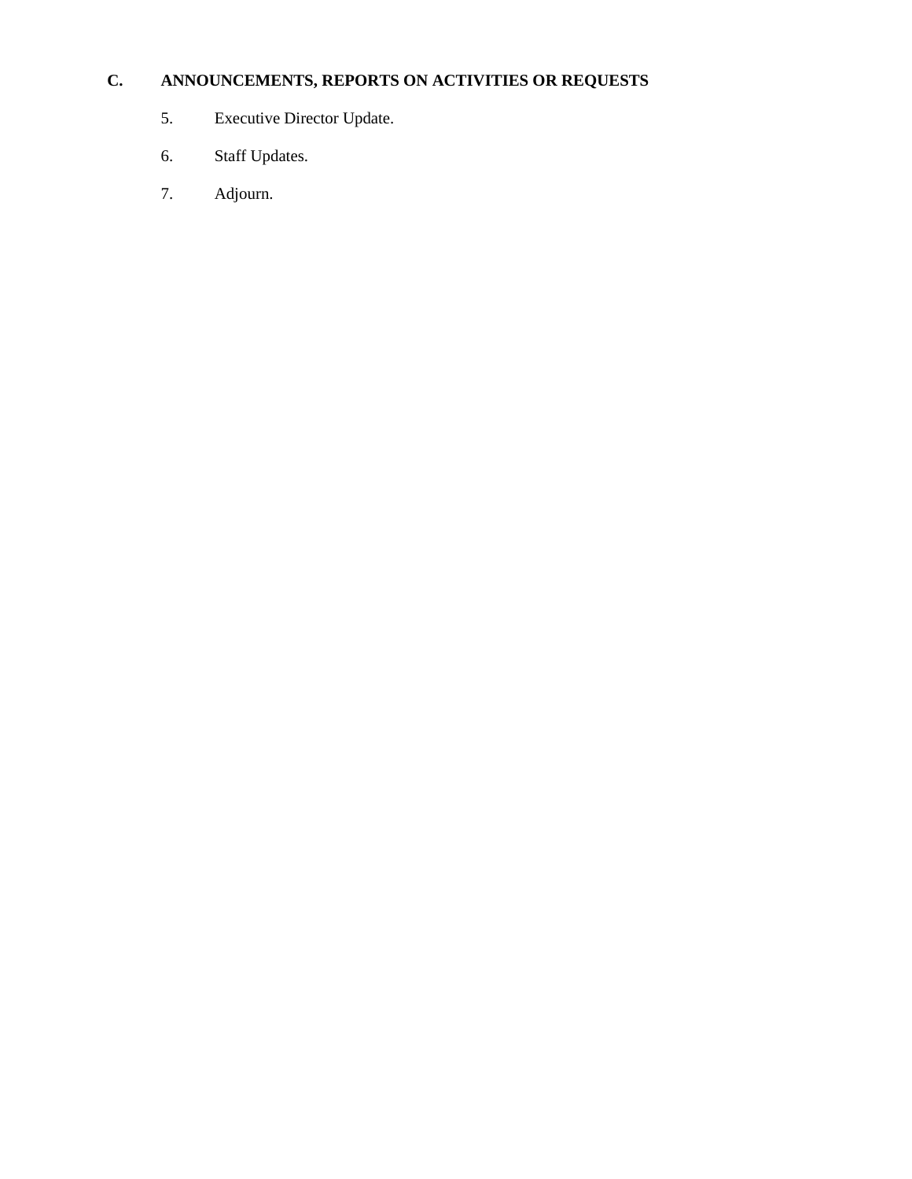**C. ANNOUNCEMENTS, REPORTS ON ACTIVITIES OR REQUESTS**

5. Executive Director Update.

6. Staff Updates.

7. Adjourn.